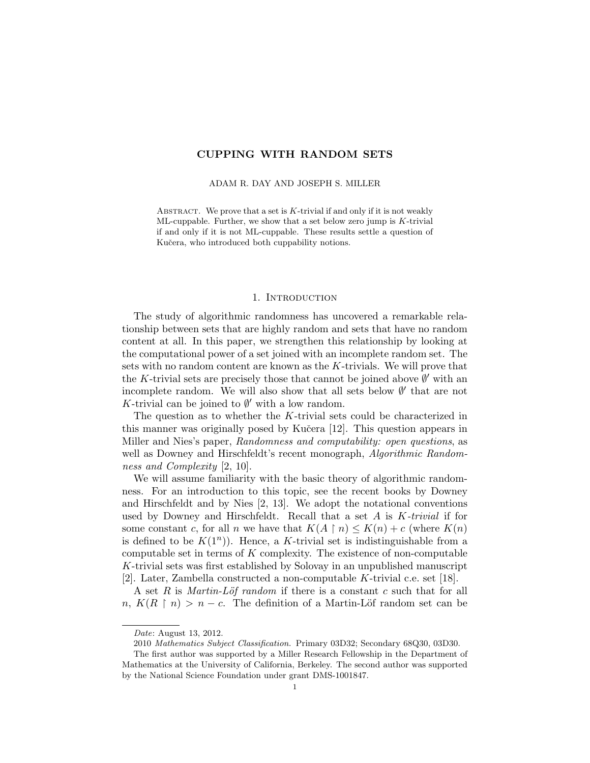# CUPPING WITH RANDOM SETS

ADAM R. DAY AND JOSEPH S. MILLER

Abstract. We prove that a set is $K$-trivial if and only if it is not weakly ML-cuppable. Further, we show that a set below zero jump is $K$-trivial if and only if it is not ML-cuppable. These results settle a question of Kučera, who introduced both cuppability notions.

## 1. Introduction

The study of algorithmic randomness has uncovered a remarkable relationship between sets that are highly random and sets that have no random content at all. In this paper, we strengthen this relationship by looking at the computational power of a set joined with an incomplete random set. The sets with no random content are known as the $K$-trivials. We will prove that the $K$-trivial sets are precisely those that cannot be joined above $\emptyset'$ with an incomplete random. We will also show that all sets below $\emptyset'$ that are not $K$-trivial can be joined to $\emptyset'$ with a low random.

The question as to whether the $K$-trivial sets could be characterized in this manner was originally posed by Kučera [12]. This question appears in Miller and Nies's paper, *Randomness and computability: open questions*, as well as Downey and Hirschfeldt's recent monograph, *Algorithmic Randomness and Complexity* [2, 10].

We will assume familiarity with the basic theory of algorithmic randomness. For an introduction to this topic, see the recent books by Downey and Hirschfeldt and by Nies [2, 13]. We adopt the notational conventions used by Downey and Hirschfeldt. Recall that a set $A$ is *$K$-trivial* if for some constant $c$, for all $n$ we have that $K(A \upharpoonright n) \leq K(n) + c$ (where $K(n)$ is defined to be $K(1^n)$). Hence, a $K$-trivial set is indistinguishable from a computable set in terms of $K$ complexity. The existence of non-computable $K$-trivial sets was first established by Solovay in an unpublished manuscript [2]. Later, Zambella constructed a non-computable $K$-trivial c.e. set [18].

A set $R$ is *Martin-Löf random* if there is a constant $c$ such that for all $n$, $K(R \upharpoonright n) > n - c$. The definition of a Martin-Löf random set can be

---

*Date*: August 13, 2012.

2010 *Mathematics Subject Classification.* Primary 03D32; Secondary 68Q30, 03D30.

The first author was supported by a Miller Research Fellowship in the Department of Mathematics at the University of California, Berkeley. The second author was supported by the National Science Foundation under grant DMS-1001847.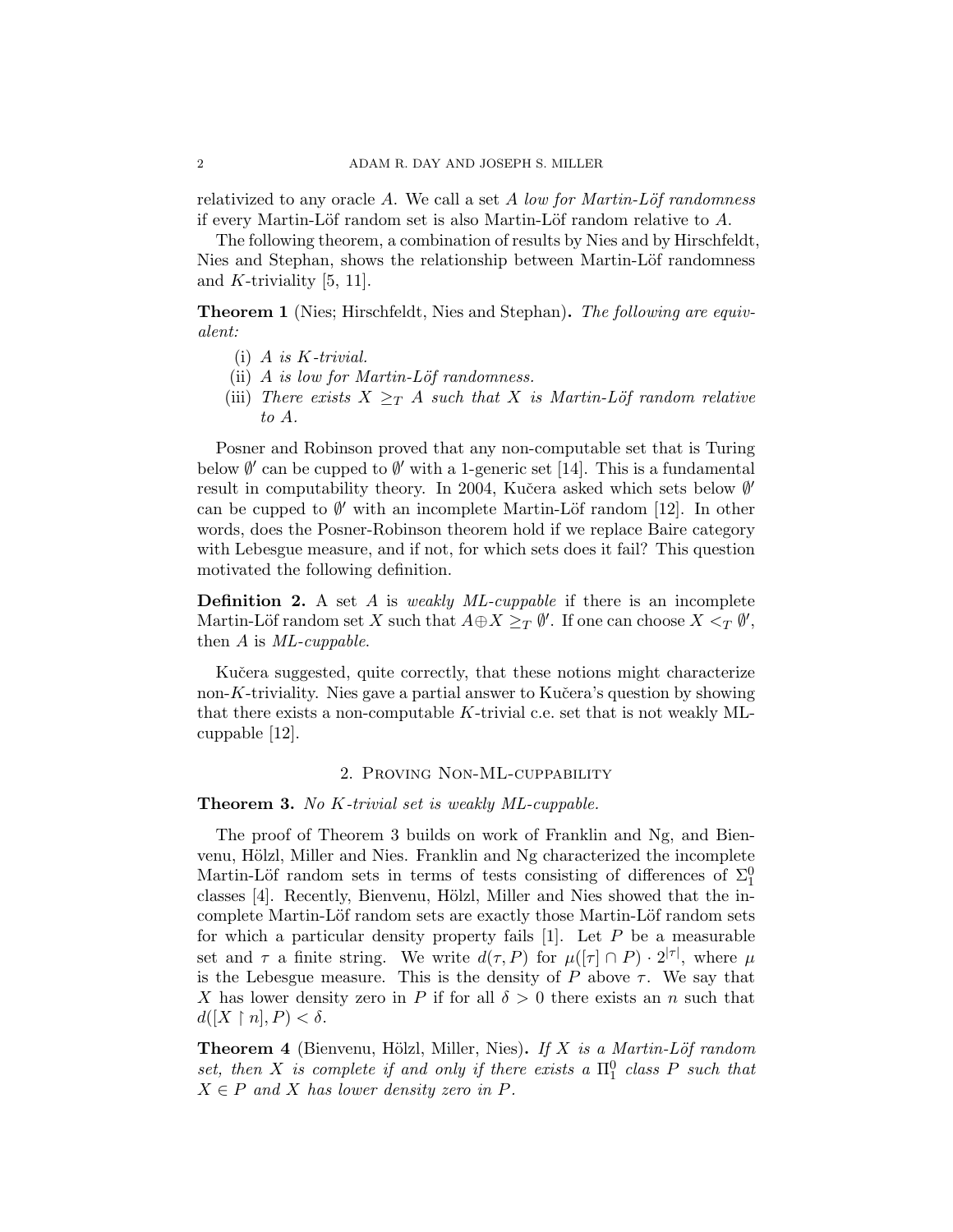relativized to any oracle $A$. We call a set $A$ *low for Martin-Löf randomness* if every Martin-Löf random set is also Martin-Löf random relative to $A$.

The following theorem, a combination of results by Nies and by Hirschfeldt, Nies and Stephan, shows the relationship between Martin-Löf randomness and $K$-triviality [5, 11].

**Theorem 1** (Nies; Hirschfeldt, Nies and Stephan)**.** *The following are equivalent:*

(i) *$A$ is $K$-trivial.*
(ii) *$A$ is low for Martin-Löf randomness.*
(iii) *There exists $X \geq_T A$ such that $X$ is Martin-Löf random relative to $A$.*

Posner and Robinson proved that any non-computable set that is Turing below $\emptyset'$ can be cupped to $\emptyset'$ with a 1-generic set [14]. This is a fundamental result in computability theory. In 2004, Kučera asked which sets below $\emptyset'$ can be cupped to $\emptyset'$ with an incomplete Martin-Löf random [12]. In other words, does the Posner-Robinson theorem hold if we replace Baire category with Lebesgue measure, and if not, for which sets does it fail? This question motivated the following definition.

**Definition 2.** A set $A$ is *weakly ML-cuppable* if there is an incomplete Martin-Löf random set $X$ such that $A \oplus X \geq_T \emptyset'$. If one can choose $X <_T \emptyset'$, then $A$ is *ML-cuppable*.

Kučera suggested, quite correctly, that these notions might characterize non-$K$-triviality. Nies gave a partial answer to Kučera's question by showing that there exists a non-computable $K$-trivial c.e. set that is not weakly ML-cuppable [12].

## 2. Proving Non-ML-cuppability

**Theorem 3.** *No $K$-trivial set is weakly ML-cuppable.*

The proof of Theorem 3 builds on work of Franklin and Ng, and Bienvenu, Hölzl, Miller and Nies. Franklin and Ng characterized the incomplete Martin-Löf random sets in terms of tests consisting of differences of $\Sigma^0_1$ classes [4]. Recently, Bienvenu, Hölzl, Miller and Nies showed that the incomplete Martin-Löf random sets are exactly those Martin-Löf random sets for which a particular density property fails [1]. Let $P$ be a measurable set and $\tau$ a finite string. We write $d(\tau, P)$ for $\mu([\tau] \cap P) \cdot 2^{|\tau|}$, where $\mu$ is the Lebesgue measure. This is the density of $P$ above $\tau$. We say that $X$ has lower density zero in $P$ if for all $\delta > 0$ there exists an $n$ such that $d([X \upharpoonright n], P) < \delta$.

**Theorem 4** (Bienvenu, Hölzl, Miller, Nies)**.** *If $X$ is a Martin-Löf random set, then $X$ is complete if and only if there exists a $\Pi^0_1$ class $P$ such that $X \in P$ and $X$ has lower density zero in $P$.*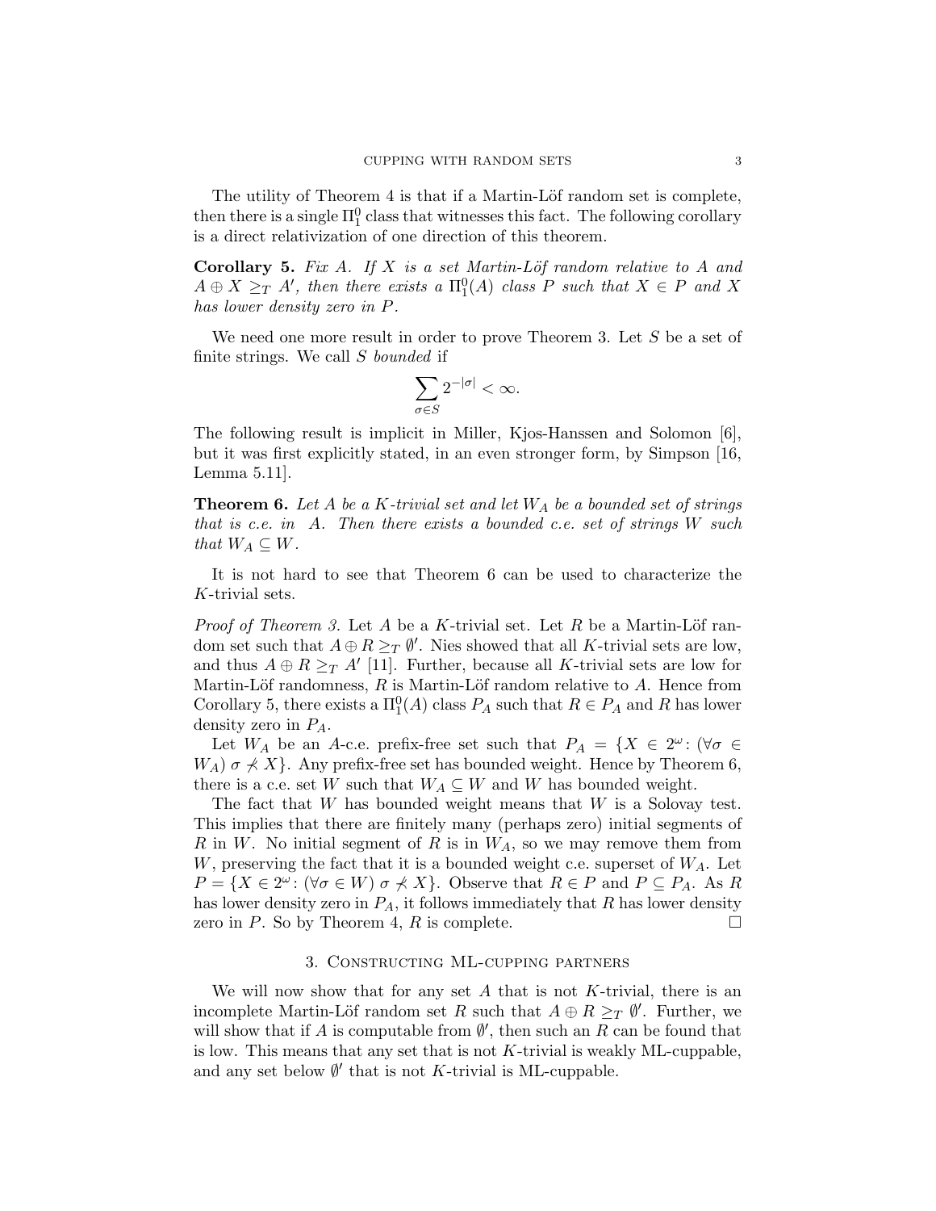The utility of Theorem 4 is that if a Martin-Löf random set is complete, then there is a single $\Pi^0_1$ class that witnesses this fact. The following corollary is a direct relativization of one direction of this theorem.

**Corollary 5.** *Fix $A$. If $X$ is a set Martin-Löf random relative to $A$ and $A \oplus X \geq_T A'$, then there exists a $\Pi^0_1(A)$ class $P$ such that $X \in P$ and $X$ has lower density zero in $P$.*

We need one more result in order to prove Theorem 3. Let $S$ be a set of finite strings. We call $S$ *bounded* if

$$\sum_{\sigma \in S} 2^{-|\sigma|} < \infty.$$

The following result is implicit in Miller, Kjos-Hanssen and Solomon [6], but it was first explicitly stated, in an even stronger form, by Simpson [16, Lemma 5.11].

**Theorem 6.** *Let $A$ be a $K$-trivial set and let $W_A$ be a bounded set of strings that is c.e. in $A$. Then there exists a bounded c.e. set of strings $W$ such that $W_A \subseteq W$.*

It is not hard to see that Theorem 6 can be used to characterize the $K$-trivial sets.

*Proof of Theorem 3.* Let $A$ be a $K$-trivial set. Let $R$ be a Martin-Löf random set such that $A \oplus R \geq_T \emptyset'$. Nies showed that all $K$-trivial sets are low, and thus $A \oplus R \geq_T A'$ [11]. Further, because all $K$-trivial sets are low for Martin-Löf randomness, $R$ is Martin-Löf random relative to $A$. Hence from Corollary 5, there exists a $\Pi^0_1(A)$ class $P_A$ such that $R \in P_A$ and $R$ has lower density zero in $P_A$.

Let $W_A$ be an $A$-c.e. prefix-free set such that $P_A = \{X \in 2^\omega \colon (\forall \sigma \in W_A)\ \sigma \not\prec X\}$. Any prefix-free set has bounded weight. Hence by Theorem 6, there is a c.e. set $W$ such that $W_A \subseteq W$ and $W$ has bounded weight.

The fact that $W$ has bounded weight means that $W$ is a Solovay test. This implies that there are finitely many (perhaps zero) initial segments of $R$ in $W$. No initial segment of $R$ is in $W_A$, so we may remove them from $W$, preserving the fact that it is a bounded weight c.e. superset of $W_A$. Let $P = \{X \in 2^\omega \colon (\forall \sigma \in W)\ \sigma \not\prec X\}$. Observe that $R \in P$ and $P \subseteq P_A$. As $R$ has lower density zero in $P_A$, it follows immediately that $R$ has lower density zero in $P$. So by Theorem 4, $R$ is complete. □

## 3. Constructing ML-cupping partners

We will now show that for any set $A$ that is not $K$-trivial, there is an incomplete Martin-Löf random set $R$ such that $A \oplus R \geq_T \emptyset'$. Further, we will show that if $A$ is computable from $\emptyset'$, then such an $R$ can be found that is low. This means that any set that is not $K$-trivial is weakly ML-cuppable, and any set below $\emptyset'$ that is not $K$-trivial is ML-cuppable.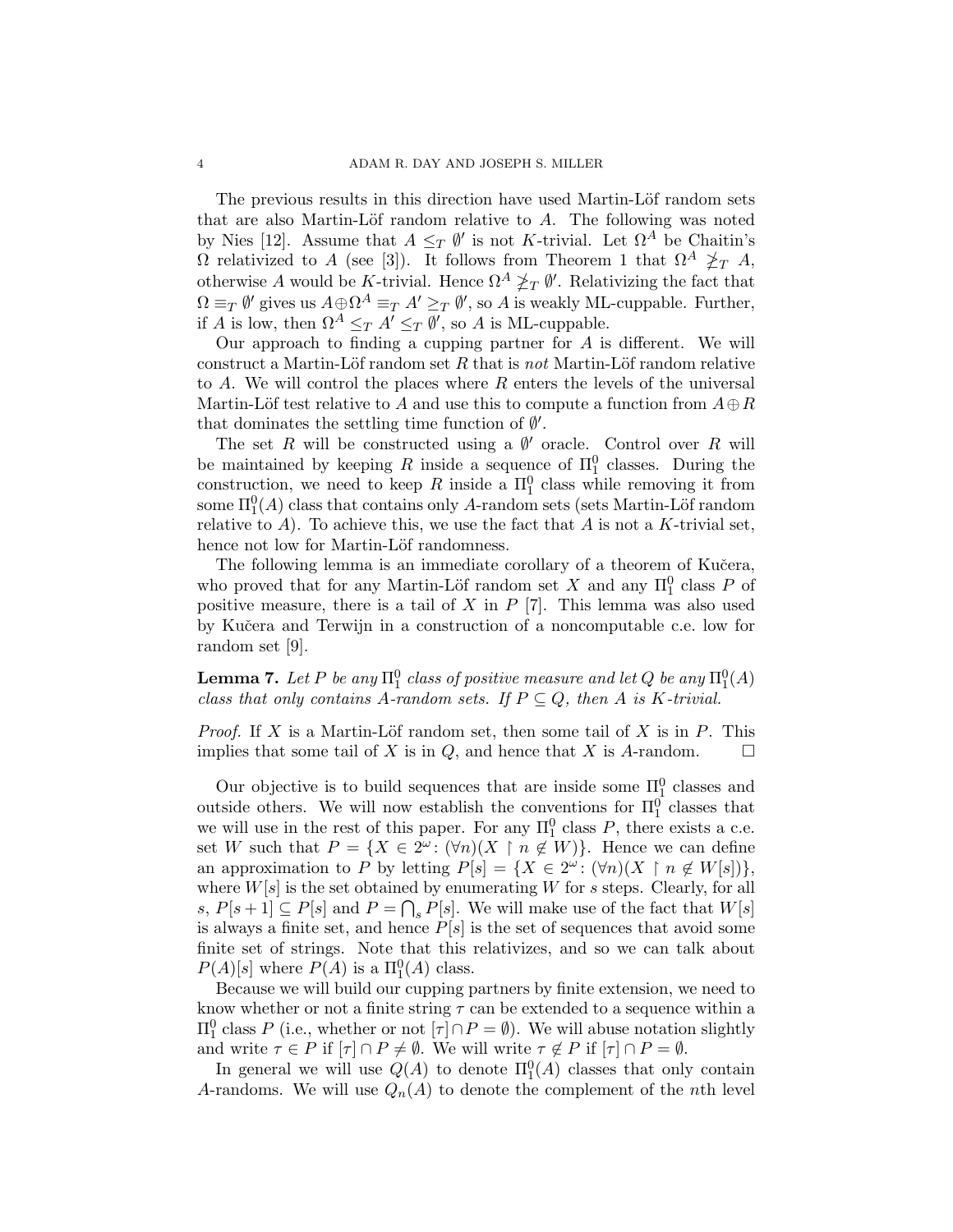The previous results in this direction have used Martin-Löf random sets that are also Martin-Löf random relative to $A$. The following was noted by Nies [12]. Assume that $A \leq_T \emptyset'$ is not $K$-trivial. Let $\Omega^A$ be Chaitin's $\Omega$ relativized to $A$ (see [3]). It follows from Theorem 1 that $\Omega^A \not\geq_T A$, otherwise $A$ would be $K$-trivial. Hence $\Omega^A \not\geq_T \emptyset'$. Relativizing the fact that $\Omega \equiv_T \emptyset'$ gives us $A \oplus \Omega^A \equiv_T A' \geq_T \emptyset'$, so $A$ is weakly ML-cuppable. Further, if $A$ is low, then $\Omega^A \leq_T A' \leq_T \emptyset'$, so $A$ is ML-cuppable.

Our approach to finding a cupping partner for $A$ is different. We will construct a Martin-Löf random set $R$ that is *not* Martin-Löf random relative to $A$. We will control the places where $R$ enters the levels of the universal Martin-Löf test relative to $A$ and use this to compute a function from $A \oplus R$ that dominates the settling time function of $\emptyset'$.

The set $R$ will be constructed using a $\emptyset'$ oracle. Control over $R$ will be maintained by keeping $R$ inside a sequence of $\Pi^0_1$ classes. During the construction, we need to keep $R$ inside a $\Pi^0_1$ class while removing it from some $\Pi^0_1(A)$ class that contains only $A$-random sets (sets Martin-Löf random relative to $A$). To achieve this, we use the fact that $A$ is not a $K$-trivial set, hence not low for Martin-Löf randomness.

The following lemma is an immediate corollary of a theorem of Kučera, who proved that for any Martin-Löf random set $X$ and any $\Pi^0_1$ class $P$ of positive measure, there is a tail of $X$ in $P$ [7]. This lemma was also used by Kučera and Terwijn in a construction of a noncomputable c.e. low for random set [9].

**Lemma 7.** *Let $P$ be any $\Pi^0_1$ class of positive measure and let $Q$ be any $\Pi^0_1(A)$ class that only contains $A$-random sets. If $P \subseteq Q$, then $A$ is $K$-trivial.*

*Proof.* If $X$ is a Martin-Löf random set, then some tail of $X$ is in $P$. This implies that some tail of $X$ is in $Q$, and hence that $X$ is $A$-random. $\square$

Our objective is to build sequences that are inside some $\Pi^0_1$ classes and outside others. We will now establish the conventions for $\Pi^0_1$ classes that we will use in the rest of this paper. For any $\Pi^0_1$ class $P$, there exists a c.e. set $W$ such that $P = \{X \in 2^\omega \colon (\forall n)(X \upharpoonright n \notin W)\}$. Hence we can define an approximation to $P$ by letting $P[s] = \{X \in 2^\omega \colon (\forall n)(X \upharpoonright n \notin W[s])\}$, where $W[s]$ is the set obtained by enumerating $W$ for $s$ steps. Clearly, for all $s$, $P[s+1] \subseteq P[s]$ and $P = \bigcap_s P[s]$. We will make use of the fact that $W[s]$ is always a finite set, and hence $P[s]$ is the set of sequences that avoid some finite set of strings. Note that this relativizes, and so we can talk about $P(A)[s]$ where $P(A)$ is a $\Pi^0_1(A)$ class.

Because we will build our cupping partners by finite extension, we need to know whether or not a finite string $\tau$ can be extended to a sequence within a $\Pi^0_1$ class $P$ (i.e., whether or not $[\tau] \cap P = \emptyset$). We will abuse notation slightly and write $\tau \in P$ if $[\tau] \cap P \neq \emptyset$. We will write $\tau \notin P$ if $[\tau] \cap P = \emptyset$.

In general we will use $Q(A)$ to denote $\Pi^0_1(A)$ classes that only contain $A$-randoms. We will use $Q_n(A)$ to denote the complement of the $n$th level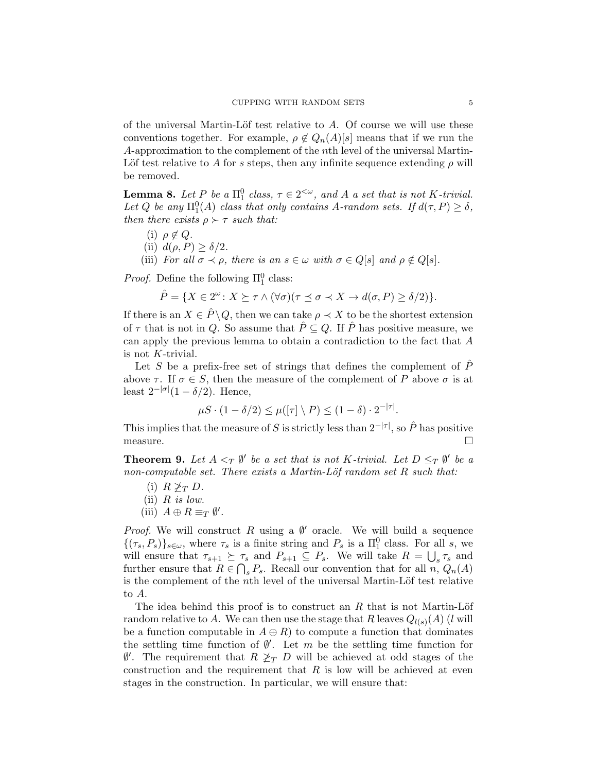of the universal Martin-Löf test relative to $A$. Of course we will use these conventions together. For example, $\rho \notin Q_n(A)[s]$ means that if we run the $A$-approximation to the complement of the $n$th level of the universal Martin-Löf test relative to $A$ for $s$ steps, then any infinite sequence extending $\rho$ will be removed.

**Lemma 8.** *Let $P$ be a $\Pi^0_1$ class, $\tau \in 2^{<\omega}$, and $A$ a set that is not $K$-trivial. Let $Q$ be any $\Pi^0_1(A)$ class that only contains $A$-random sets. If $d(\tau, P) \geq \delta$, then there exists $\rho \succ \tau$ such that:*

- (i) *$\rho \notin Q$.*
- (ii) *$d(\rho, P) \geq \delta/2$.*
- (iii) *For all $\sigma \prec \rho$, there is an $s \in \omega$ with $\sigma \in Q[s]$ and $\rho \notin Q[s]$.*

*Proof.* Define the following $\Pi^0_1$ class:

$$\hat{P} = \{X \in 2^\omega : X \succeq \tau \wedge (\forall \sigma)(\tau \preceq \sigma \prec X \rightarrow d(\sigma, P) \geq \delta/2)\}.$$

If there is an $X \in \hat{P} \setminus Q$, then we can take $\rho \prec X$ to be the shortest extension of $\tau$ that is not in $Q$. So assume that $\hat{P} \subseteq Q$. If $\hat{P}$ has positive measure, we can apply the previous lemma to obtain a contradiction to the fact that $A$ is not $K$-trivial.

Let $S$ be a prefix-free set of strings that defines the complement of $\hat{P}$ above $\tau$. If $\sigma \in S$, then the measure of the complement of $P$ above $\sigma$ is at least $2^{-|\sigma|}(1 - \delta/2)$. Hence,

$$\mu S \cdot (1 - \delta/2) \leq \mu([\tau] \setminus P) \leq (1 - \delta) \cdot 2^{-|\tau|}.$$

This implies that the measure of $S$ is strictly less than $2^{-|\tau|}$, so $\hat{P}$ has positive measure. □

**Theorem 9.** *Let $A <_T \emptyset'$ be a set that is not $K$-trivial. Let $D \leq_T \emptyset'$ be a non-computable set. There exists a Martin-Löf random set $R$ such that:*

- (i) *$R \not\geq_T D$.*
- (ii) *$R$ is low.*
- (iii) *$A \oplus R \equiv_T \emptyset'$.*

*Proof.* We will construct $R$ using a $\emptyset'$ oracle. We will build a sequence $\{(\tau_s, P_s)\}_{s \in \omega}$, where $\tau_s$ is a finite string and $P_s$ is a $\Pi^0_1$ class. For all $s$, we will ensure that $\tau_{s+1} \succeq \tau_s$ and $P_{s+1} \subseteq P_s$. We will take $R = \bigcup_s \tau_s$ and further ensure that $R \in \bigcap_s P_s$. Recall our convention that for all $n$, $Q_n(A)$ is the complement of the $n$th level of the universal Martin-Löf test relative to $A$.

The idea behind this proof is to construct an $R$ that is not Martin-Löf random relative to $A$. We can then use the stage that $R$ leaves $Q_{l(s)}(A)$ ($l$ will be a function computable in $A \oplus R$) to compute a function that dominates the settling time function of $\emptyset'$. Let $m$ be the settling time function for $\emptyset'$. The requirement that $R \not\geq_T D$ will be achieved at odd stages of the construction and the requirement that $R$ is low will be achieved at even stages in the construction. In particular, we will ensure that: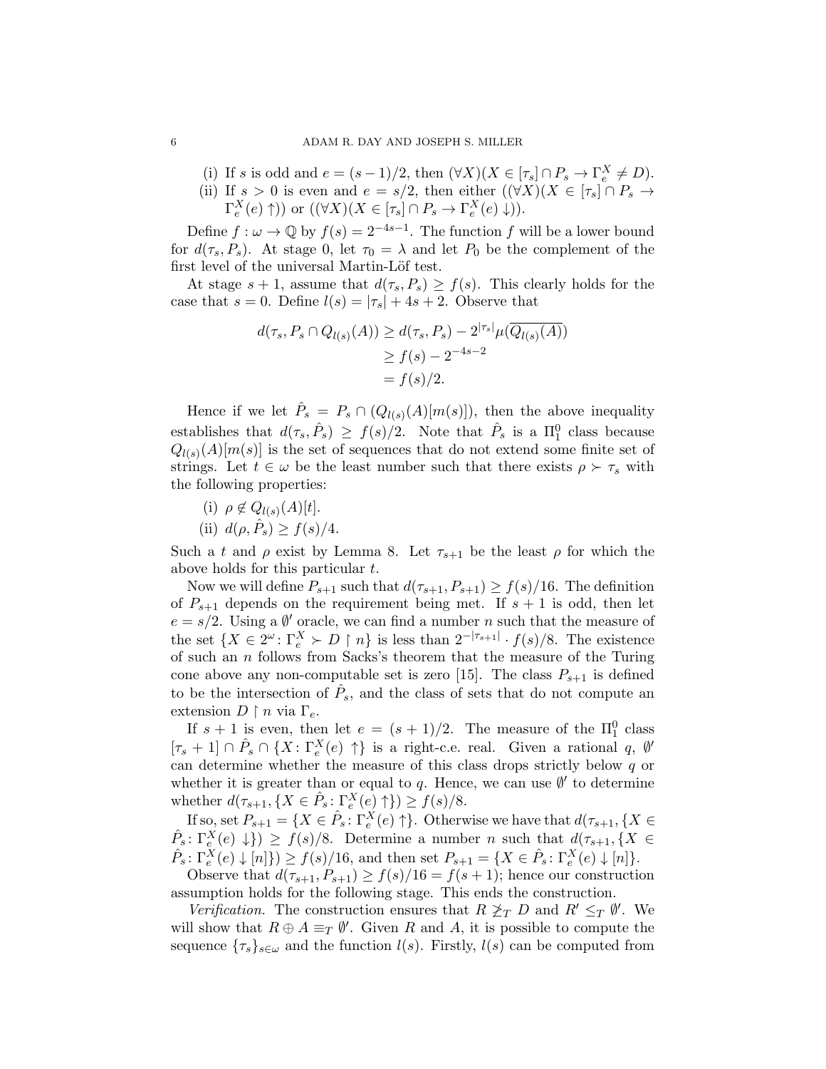(i) If $s$ is odd and $e = (s-1)/2$, then $(\forall X)(X \in [\tau_s] \cap P_s \to \Gamma_e^X \neq D)$.

(ii) If $s > 0$ is even and $e = s/2$, then either $((\forall X)(X \in [\tau_s] \cap P_s \to \Gamma_e^X(e)\uparrow))$ or $((\forall X)(X \in [\tau_s] \cap P_s \to \Gamma_e^X(e)\downarrow))$.

Define $f : \omega \to \mathbb{Q}$ by $f(s) = 2^{-4s-1}$. The function $f$ will be a lower bound for $d(\tau_s, P_s)$. At stage 0, let $\tau_0 = \lambda$ and let $P_0$ be the complement of the first level of the universal Martin-Löf test.

At stage $s+1$, assume that $d(\tau_s, P_s) \geq f(s)$. This clearly holds for the case that $s = 0$. Define $l(s) = |\tau_s| + 4s + 2$. Observe that

$$
\begin{aligned}
d(\tau_s, P_s \cap Q_{l(s)}(A)) &\geq d(\tau_s, P_s) - 2^{|\tau_s|}\mu(\overline{Q_{l(s)}(A)}) \\
&\geq f(s) - 2^{-4s-2} \\
&= f(s)/2.
\end{aligned}
$$

Hence if we let $\hat{P}_s = P_s \cap (Q_{l(s)}(A)[m(s)])$, then the above inequality establishes that $d(\tau_s, \hat{P}_s) \geq f(s)/2$. Note that $\hat{P}_s$ is a $\Pi^0_1$ class because $Q_{l(s)}(A)[m(s)]$ is the set of sequences that do not extend some finite set of strings. Let $t \in \omega$ be the least number such that there exists $\rho \succ \tau_s$ with the following properties:

(i) $\rho \notin Q_{l(s)}(A)[t]$.

(ii) $d(\rho, \hat{P}_s) \geq f(s)/4$.

Such a $t$ and $\rho$ exist by Lemma 8. Let $\tau_{s+1}$ be the least $\rho$ for which the above holds for this particular $t$.

Now we will define $P_{s+1}$ such that $d(\tau_{s+1}, P_{s+1}) \geq f(s)/16$. The definition of $P_{s+1}$ depends on the requirement being met. If $s+1$ is odd, then let $e = s/2$. Using a $\emptyset'$ oracle, we can find a number $n$ such that the measure of the set $\{X \in 2^\omega : \Gamma_e^X \succ D \upharpoonright n\}$ is less than $2^{-|\tau_{s+1}|} \cdot f(s)/8$. The existence of such an $n$ follows from Sacks's theorem that the measure of the Turing cone above any non-computable set is zero [15]. The class $P_{s+1}$ is defined to be the intersection of $\hat{P}_s$, and the class of sets that do not compute an extension $D \upharpoonright n$ via $\Gamma_e$.

If $s+1$ is even, then let $e = (s+1)/2$. The measure of the $\Pi^0_1$ class $[\tau_s + 1] \cap \hat{P}_s \cap \{X : \Gamma_e^X(e)\uparrow\}$ is a right-c.e. real. Given a rational $q$, $\emptyset'$ can determine whether the measure of this class drops strictly below $q$ or whether it is greater than or equal to $q$. Hence, we can use $\emptyset'$ to determine whether $d(\tau_{s+1}, \{X \in \hat{P}_s : \Gamma_e^X(e)\uparrow\}) \geq f(s)/8$.

If so, set $P_{s+1} = \{X \in \hat{P}_s : \Gamma_e^X(e)\uparrow\}$. Otherwise we have that $d(\tau_{s+1}, \{X \in \hat{P}_s : \Gamma_e^X(e)\downarrow\}) \geq f(s)/8$. Determine a number $n$ such that $d(\tau_{s+1}, \{X \in \hat{P}_s : \Gamma_e^X(e)\downarrow[n]\}) \geq f(s)/16$, and then set $P_{s+1} = \{X \in \hat{P}_s : \Gamma_e^X(e)\downarrow[n]\}$.

Observe that $d(\tau_{s+1}, P_{s+1}) \geq f(s)/16 = f(s+1)$; hence our construction assumption holds for the following stage. This ends the construction.

*Verification.* The construction ensures that $R \not\geq_T D$ and $R' \leq_T \emptyset'$. We will show that $R \oplus A \equiv_T \emptyset'$. Given $R$ and $A$, it is possible to compute the sequence $\{\tau_s\}_{s\in\omega}$ and the function $l(s)$. Firstly, $l(s)$ can be computed from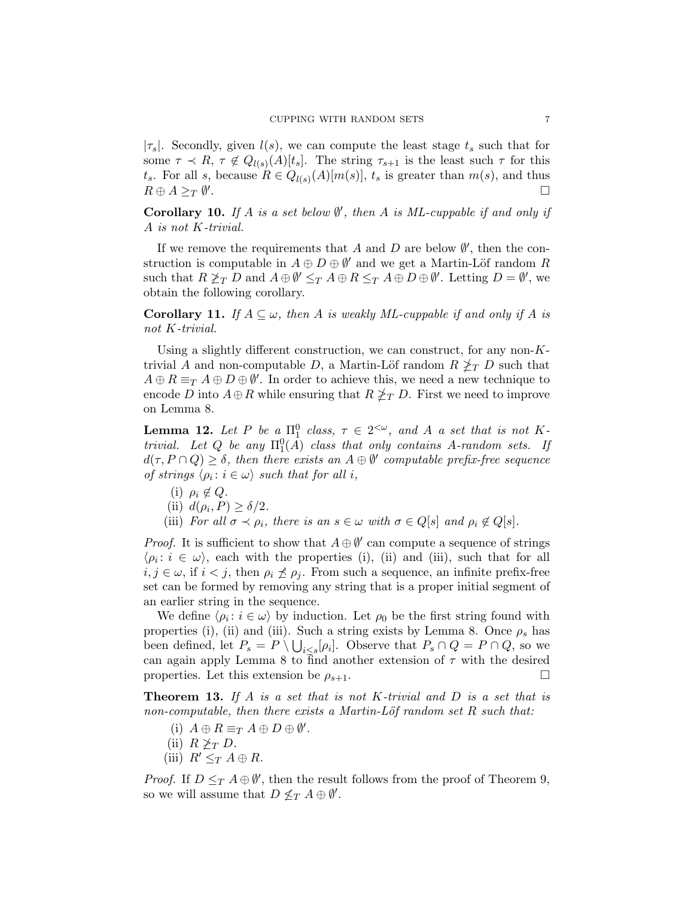$|\tau_s|$. Secondly, given $l(s)$, we can compute the least stage $t_s$ such that for some $\tau \prec R$, $\tau \notin Q_{l(s)}(A)[t_s]$. The string $\tau_{s+1}$ is the least such $\tau$ for this $t_s$. For all $s$, because $R \in Q_{l(s)}(A)[m(s)]$, $t_s$ is greater than $m(s)$, and thus $R \oplus A \geq_T \emptyset'$. □

**Corollary 10.** *If $A$ is a set below $\emptyset'$, then $A$ is ML-cuppable if and only if $A$ is not $K$-trivial.*

If we remove the requirements that $A$ and $D$ are below $\emptyset'$, then the construction is computable in $A \oplus D \oplus \emptyset'$ and we get a Martin-Löf random $R$ such that $R \not\geq_T D$ and $A \oplus \emptyset' \leq_T A \oplus R \leq_T A \oplus D \oplus \emptyset'$. Letting $D = \emptyset'$, we obtain the following corollary.

**Corollary 11.** *If $A \subseteq \omega$, then $A$ is weakly ML-cuppable if and only if $A$ is not $K$-trivial.*

Using a slightly different construction, we can construct, for any non-$K$-trivial $A$ and non-computable $D$, a Martin-Löf random $R \not\geq_T D$ such that $A \oplus R \equiv_T A \oplus D \oplus \emptyset'$. In order to achieve this, we need a new technique to encode $D$ into $A \oplus R$ while ensuring that $R \not\geq_T D$. First we need to improve on Lemma 8.

**Lemma 12.** *Let $P$ be a $\Pi^0_1$ class, $\tau \in 2^{<\omega}$, and $A$ a set that is not $K$-trivial. Let $Q$ be any $\Pi^0_1(A)$ class that only contains $A$-random sets. If $d(\tau, P \cap Q) \geq \delta$, then there exists an $A \oplus \emptyset'$ computable prefix-free sequence of strings $\langle \rho_i : i \in \omega \rangle$ such that for all $i$,*

- (i) *$\rho_i \notin Q$.*
- (ii) *$d(\rho_i, P) \geq \delta/2$.*
- (iii) *For all $\sigma \prec \rho_i$, there is an $s \in \omega$ with $\sigma \in Q[s]$ and $\rho_i \notin Q[s]$.*

*Proof.* It is sufficient to show that $A \oplus \emptyset'$ can compute a sequence of strings $\langle \rho_i : i \in \omega \rangle$, each with the properties (i), (ii) and (iii), such that for all $i, j \in \omega$, if $i < j$, then $\rho_i \not\preceq \rho_j$. From such a sequence, an infinite prefix-free set can be formed by removing any string that is a proper initial segment of an earlier string in the sequence.

We define $\langle \rho_i : i \in \omega \rangle$ by induction. Let $\rho_0$ be the first string found with properties (i), (ii) and (iii). Such a string exists by Lemma 8. Once $\rho_s$ has been defined, let $P_s = P \setminus \bigcup_{i \leq s} [\rho_i]$. Observe that $P_s \cap Q = P \cap Q$, so we can again apply Lemma 8 to find another extension of $\tau$ with the desired properties. Let this extension be $\rho_{s+1}$. □

**Theorem 13.** *If $A$ is a set that is not $K$-trivial and $D$ is a set that is non-computable, then there exists a Martin-Löf random set $R$ such that:*

- (i) *$A \oplus R \equiv_T A \oplus D \oplus \emptyset'$.*
- (ii) *$R \not\geq_T D$.*
- (iii) *$R' \leq_T A \oplus R$.*

*Proof.* If $D \leq_T A \oplus \emptyset'$, then the result follows from the proof of Theorem 9, so we will assume that $D \not\leq_T A \oplus \emptyset'$.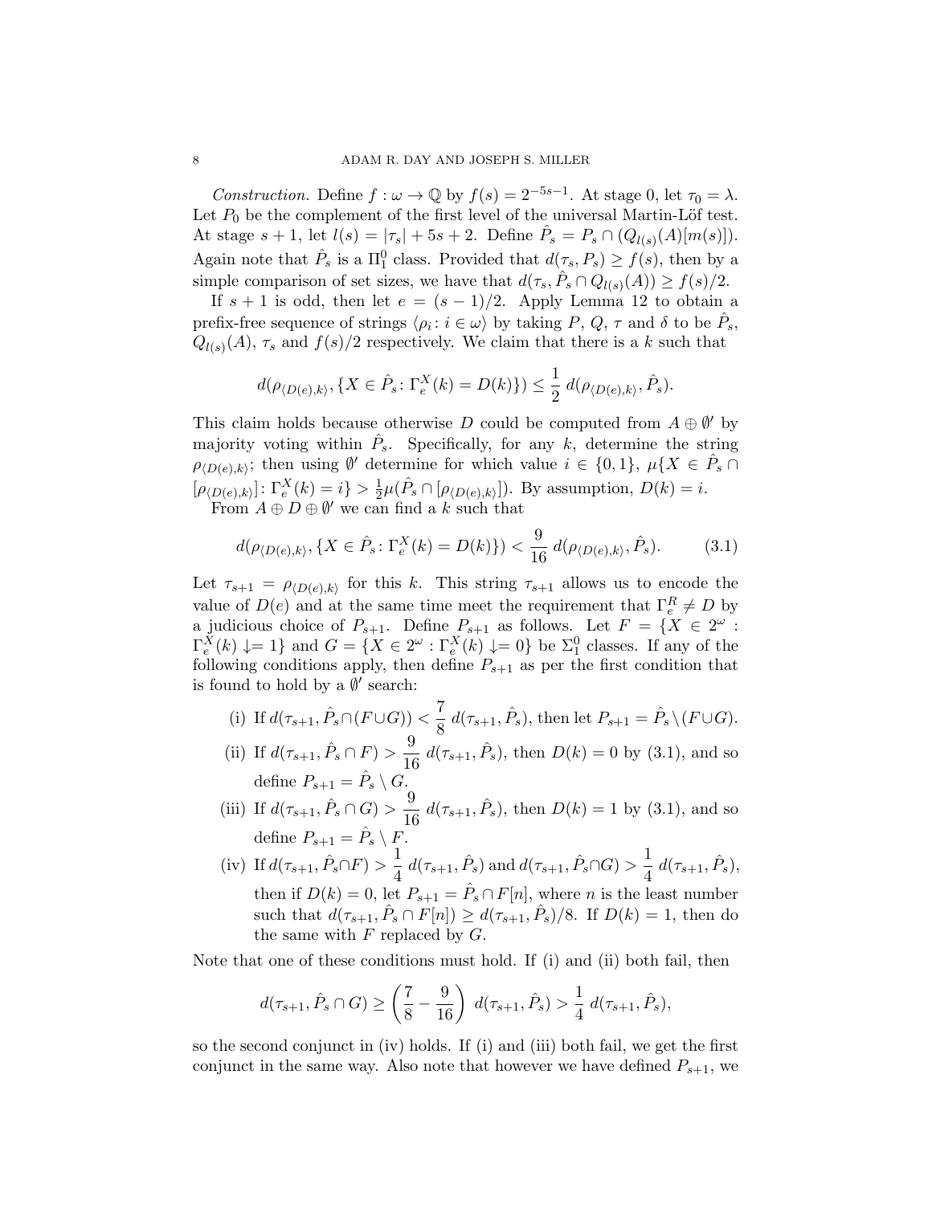*Construction.* Define $f : \omega \to \mathbb{Q}$ by $f(s) = 2^{-5s-1}$. At stage 0, let $\tau_0 = \lambda$. Let $P_0$ be the complement of the first level of the universal Martin-Löf test. At stage $s+1$, let $l(s) = |\tau_s| + 5s + 2$. Define $\hat{P}_s = P_s \cap (Q_{l(s)}(A)[m(s)])$. Again note that $\hat{P}_s$ is a $\Pi^0_1$ class. Provided that $d(\tau_s, P_s) \geq f(s)$, then by a simple comparison of set sizes, we have that $d(\tau_s, \hat{P}_s \cap Q_{l(s)}(A)) \geq f(s)/2$.

If $s+1$ is odd, then let $e = (s-1)/2$. Apply Lemma 12 to obtain a prefix-free sequence of strings $\langle \rho_i : i \in \omega \rangle$ by taking $P$, $Q$, $\tau$ and $\delta$ to be $\hat{P}_s$, $Q_{l(s)}(A)$, $\tau_s$ and $f(s)/2$ respectively. We claim that there is a $k$ such that

$$d(\rho_{\langle D(e),k\rangle}, \{X \in \hat{P}_s \colon \Gamma^X_e(k) = D(k)\}) \leq \frac{1}{2}\, d(\rho_{\langle D(e),k\rangle}, \hat{P}_s).$$

This claim holds because otherwise $D$ could be computed from $A \oplus \emptyset'$ by majority voting within $\hat{P}_s$. Specifically, for any $k$, determine the string $\rho_{\langle D(e),k\rangle}$; then using $\emptyset'$ determine for which value $i \in \{0,1\}$, $\mu\{X \in \hat{P}_s \cap [\rho_{\langle D(e),k\rangle}] \colon \Gamma^X_e(k) = i\} > \frac{1}{2}\mu(\hat{P}_s \cap [\rho_{\langle D(e),k\rangle}])$. By assumption, $D(k) = i$.

From $A \oplus D \oplus \emptyset'$ we can find a $k$ such that

$$d(\rho_{\langle D(e),k\rangle}, \{X \in \hat{P}_s \colon \Gamma^X_e(k) = D(k)\}) < \frac{9}{16}\, d(\rho_{\langle D(e),k\rangle}, \hat{P}_s). \tag{3.1}$$

Let $\tau_{s+1} = \rho_{\langle D(e),k\rangle}$ for this $k$. This string $\tau_{s+1}$ allows us to encode the value of $D(e)$ and at the same time meet the requirement that $\Gamma^R_e \neq D$ by a judicious choice of $P_{s+1}$. Define $P_{s+1}$ as follows. Let $F = \{X \in 2^\omega : \Gamma^X_e(k) \downarrow = 1\}$ and $G = \{X \in 2^\omega : \Gamma^X_e(k) \downarrow = 0\}$ be $\Sigma^0_1$ classes. If any of the following conditions apply, then define $P_{s+1}$ as per the first condition that is found to hold by a $\emptyset'$ search:

(i) If $d(\tau_{s+1}, \hat{P}_s \cap (F \cup G)) < \dfrac{7}{8}\, d(\tau_{s+1}, \hat{P}_s)$, then let $P_{s+1} = \hat{P}_s \setminus (F \cup G)$.

(ii) If $d(\tau_{s+1}, \hat{P}_s \cap F) > \dfrac{9}{16}\, d(\tau_{s+1}, \hat{P}_s)$, then $D(k) = 0$ by (3.1), and so define $P_{s+1} = \hat{P}_s \setminus G$.

(iii) If $d(\tau_{s+1}, \hat{P}_s \cap G) > \dfrac{9}{16}\, d(\tau_{s+1}, \hat{P}_s)$, then $D(k) = 1$ by (3.1), and so define $P_{s+1} = \hat{P}_s \setminus F$.

(iv) If $d(\tau_{s+1}, \hat{P}_s \cap F) > \dfrac{1}{4}\, d(\tau_{s+1}, \hat{P}_s)$ and $d(\tau_{s+1}, \hat{P}_s \cap G) > \dfrac{1}{4}\, d(\tau_{s+1}, \hat{P}_s)$, then if $D(k) = 0$, let $P_{s+1} = \hat{P}_s \cap F[n]$, where $n$ is the least number such that $d(\tau_{s+1}, \hat{P}_s \cap F[n]) \geq d(\tau_{s+1}, \hat{P}_s)/8$. If $D(k) = 1$, then do the same with $F$ replaced by $G$.

Note that one of these conditions must hold. If (i) and (ii) both fail, then

$$d(\tau_{s+1}, \hat{P}_s \cap G) \geq \left(\frac{7}{8} - \frac{9}{16}\right)\, d(\tau_{s+1}, \hat{P}_s) > \frac{1}{4}\, d(\tau_{s+1}, \hat{P}_s),$$

so the second conjunct in (iv) holds. If (i) and (iii) both fail, we get the first conjunct in the same way. Also note that however we have defined $P_{s+1}$, we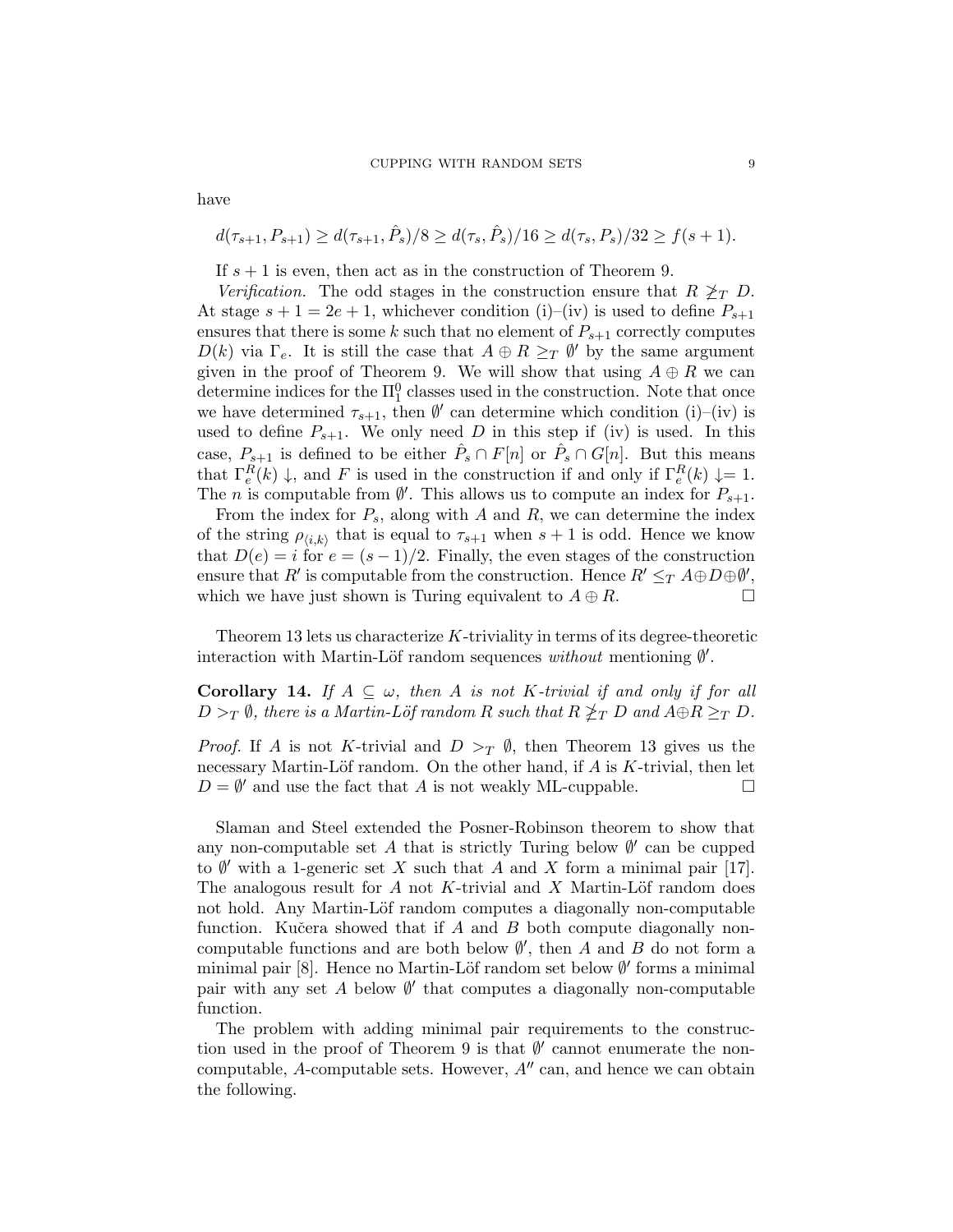have

$$d(\tau_{s+1}, P_{s+1}) \geq d(\tau_{s+1}, \hat{P}_s)/8 \geq d(\tau_s, \hat{P}_s)/16 \geq d(\tau_s, P_s)/32 \geq f(s+1).$$

If $s+1$ is even, then act as in the construction of Theorem 9.

*Verification.* The odd stages in the construction ensure that $R \not\geq_T D$. At stage $s+1 = 2e+1$, whichever condition (i)–(iv) is used to define $P_{s+1}$ ensures that there is some $k$ such that no element of $P_{s+1}$ correctly computes $D(k)$ via $\Gamma_e$. It is still the case that $A \oplus R \geq_T \emptyset'$ by the same argument given in the proof of Theorem 9. We will show that using $A \oplus R$ we can determine indices for the $\Pi^0_1$ classes used in the construction. Note that once we have determined $\tau_{s+1}$, then $\emptyset'$ can determine which condition (i)–(iv) is used to define $P_{s+1}$. We only need $D$ in this step if (iv) is used. In this case, $P_{s+1}$ is defined to be either $\hat{P}_s \cap F[n]$ or $\hat{P}_s \cap G[n]$. But this means that $\Gamma^R_e(k)\downarrow$, and $F$ is used in the construction if and only if $\Gamma^R_e(k)\downarrow = 1$. The $n$ is computable from $\emptyset'$. This allows us to compute an index for $P_{s+1}$.

From the index for $P_s$, along with $A$ and $R$, we can determine the index of the string $\rho_{\langle i,k\rangle}$ that is equal to $\tau_{s+1}$ when $s+1$ is odd. Hence we know that $D(e) = i$ for $e = (s-1)/2$. Finally, the even stages of the construction ensure that $R'$ is computable from the construction. Hence $R' \leq_T A \oplus D \oplus \emptyset'$, which we have just shown is Turing equivalent to $A \oplus R$. □

Theorem 13 lets us characterize $K$-triviality in terms of its degree-theoretic interaction with Martin-Löf random sequences *without* mentioning $\emptyset'$.

**Corollary 14.** *If $A \subseteq \omega$, then $A$ is not $K$-trivial if and only if for all $D >_T \emptyset$, there is a Martin-Löf random $R$ such that $R \not\geq_T D$ and $A \oplus R \geq_T D$.*

*Proof.* If $A$ is not $K$-trivial and $D >_T \emptyset$, then Theorem 13 gives us the necessary Martin-Löf random. On the other hand, if $A$ is $K$-trivial, then let $D = \emptyset'$ and use the fact that $A$ is not weakly ML-cuppable. □

Slaman and Steel extended the Posner-Robinson theorem to show that any non-computable set $A$ that is strictly Turing below $\emptyset'$ can be cupped to $\emptyset'$ with a 1-generic set $X$ such that $A$ and $X$ form a minimal pair [17]. The analogous result for $A$ not $K$-trivial and $X$ Martin-Löf random does not hold. Any Martin-Löf random computes a diagonally non-computable function. Kučera showed that if $A$ and $B$ both compute diagonally non-computable functions and are both below $\emptyset'$, then $A$ and $B$ do not form a minimal pair [8]. Hence no Martin-Löf random set below $\emptyset'$ forms a minimal pair with any set $A$ below $\emptyset'$ that computes a diagonally non-computable function.

The problem with adding minimal pair requirements to the construction used in the proof of Theorem 9 is that $\emptyset'$ cannot enumerate the non-computable, $A$-computable sets. However, $A''$ can, and hence we can obtain the following.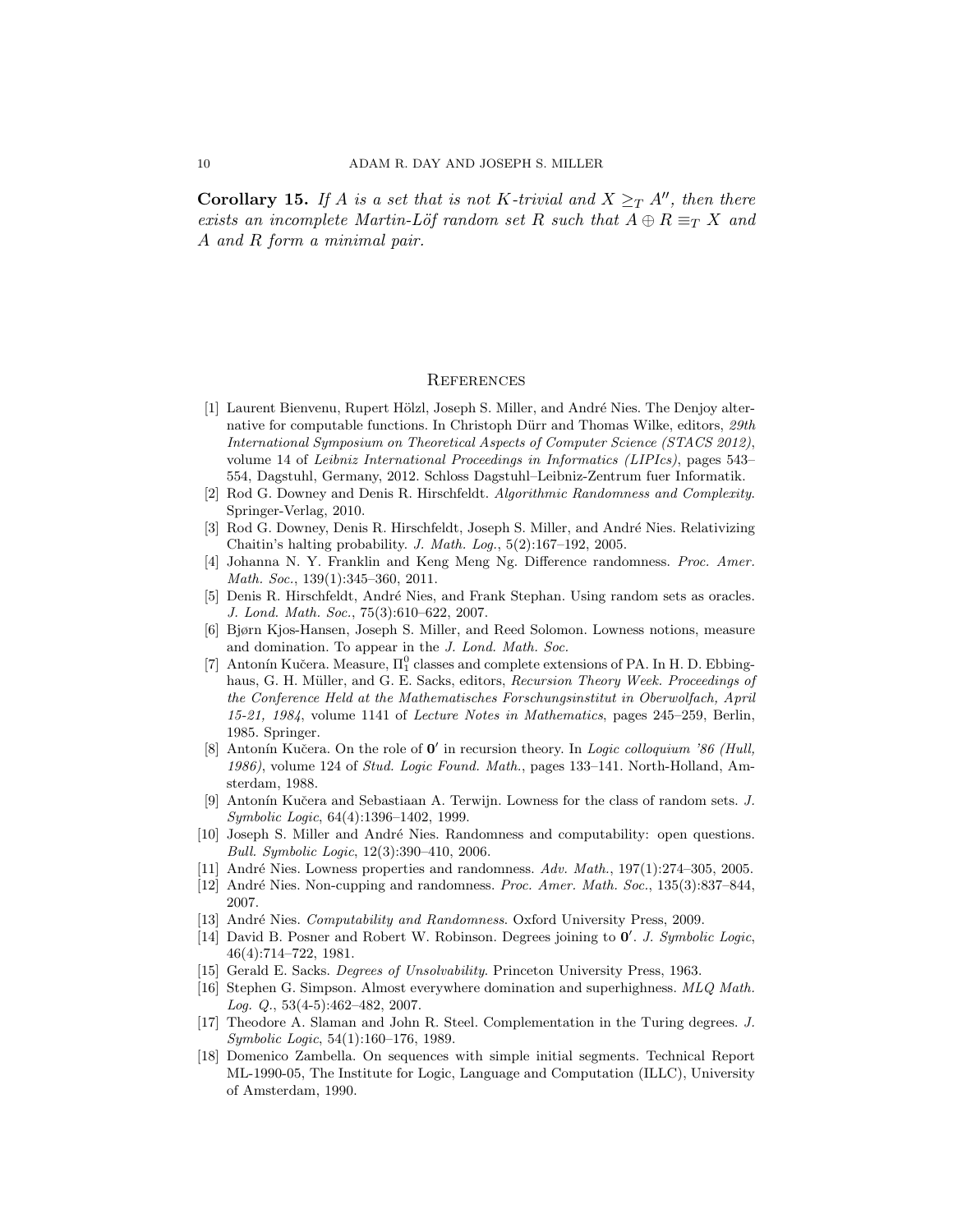**Corollary 15.** *If $A$ is a set that is not $K$-trivial and $X \geq_T A''$, then there exists an incomplete Martin-Löf random set $R$ such that $A \oplus R \equiv_T X$ and $A$ and $R$ form a minimal pair.*

## References

[1] Laurent Bienvenu, Rupert Hölzl, Joseph S. Miller, and André Nies. The Denjoy alternative for computable functions. In Christoph Dürr and Thomas Wilke, editors, *29th International Symposium on Theoretical Aspects of Computer Science (STACS 2012)*, volume 14 of *Leibniz International Proceedings in Informatics (LIPIcs)*, pages 543–554, Dagstuhl, Germany, 2012. Schloss Dagstuhl–Leibniz-Zentrum fuer Informatik.

[2] Rod G. Downey and Denis R. Hirschfeldt. *Algorithmic Randomness and Complexity*. Springer-Verlag, 2010.

[3] Rod G. Downey, Denis R. Hirschfeldt, Joseph S. Miller, and André Nies. Relativizing Chaitin's halting probability. *J. Math. Log.*, 5(2):167–192, 2005.

[4] Johanna N. Y. Franklin and Keng Meng Ng. Difference randomness. *Proc. Amer. Math. Soc.*, 139(1):345–360, 2011.

[5] Denis R. Hirschfeldt, André Nies, and Frank Stephan. Using random sets as oracles. *J. Lond. Math. Soc.*, 75(3):610–622, 2007.

[6] Bjørn Kjos-Hansen, Joseph S. Miller, and Reed Solomon. Lowness notions, measure and domination. To appear in the *J. Lond. Math. Soc.*

[7] Antonín Kučera. Measure, $\Pi^0_1$ classes and complete extensions of PA. In H. D. Ebbinghaus, G. H. Müller, and G. E. Sacks, editors, *Recursion Theory Week. Proceedings of the Conference Held at the Mathematisches Forschungsinstitut in Oberwolfach, April 15-21, 1984*, volume 1141 of *Lecture Notes in Mathematics*, pages 245–259, Berlin, 1985. Springer.

[8] Antonín Kučera. On the role of $\mathbf{0}'$ in recursion theory. In *Logic colloquium '86 (Hull, 1986)*, volume 124 of *Stud. Logic Found. Math.*, pages 133–141. North-Holland, Amsterdam, 1988.

[9] Antonín Kučera and Sebastiaan A. Terwijn. Lowness for the class of random sets. *J. Symbolic Logic*, 64(4):1396–1402, 1999.

[10] Joseph S. Miller and André Nies. Randomness and computability: open questions. *Bull. Symbolic Logic*, 12(3):390–410, 2006.

[11] André Nies. Lowness properties and randomness. *Adv. Math.*, 197(1):274–305, 2005.

[12] André Nies. Non-cupping and randomness. *Proc. Amer. Math. Soc.*, 135(3):837–844, 2007.

[13] André Nies. *Computability and Randomness*. Oxford University Press, 2009.

[14] David B. Posner and Robert W. Robinson. Degrees joining to $\mathbf{0}'$. *J. Symbolic Logic*, 46(4):714–722, 1981.

[15] Gerald E. Sacks. *Degrees of Unsolvability*. Princeton University Press, 1963.

[16] Stephen G. Simpson. Almost everywhere domination and superhighness. *MLQ Math. Log. Q.*, 53(4-5):462–482, 2007.

[17] Theodore A. Slaman and John R. Steel. Complementation in the Turing degrees. *J. Symbolic Logic*, 54(1):160–176, 1989.

[18] Domenico Zambella. On sequences with simple initial segments. Technical Report ML-1990-05, The Institute for Logic, Language and Computation (ILLC), University of Amsterdam, 1990.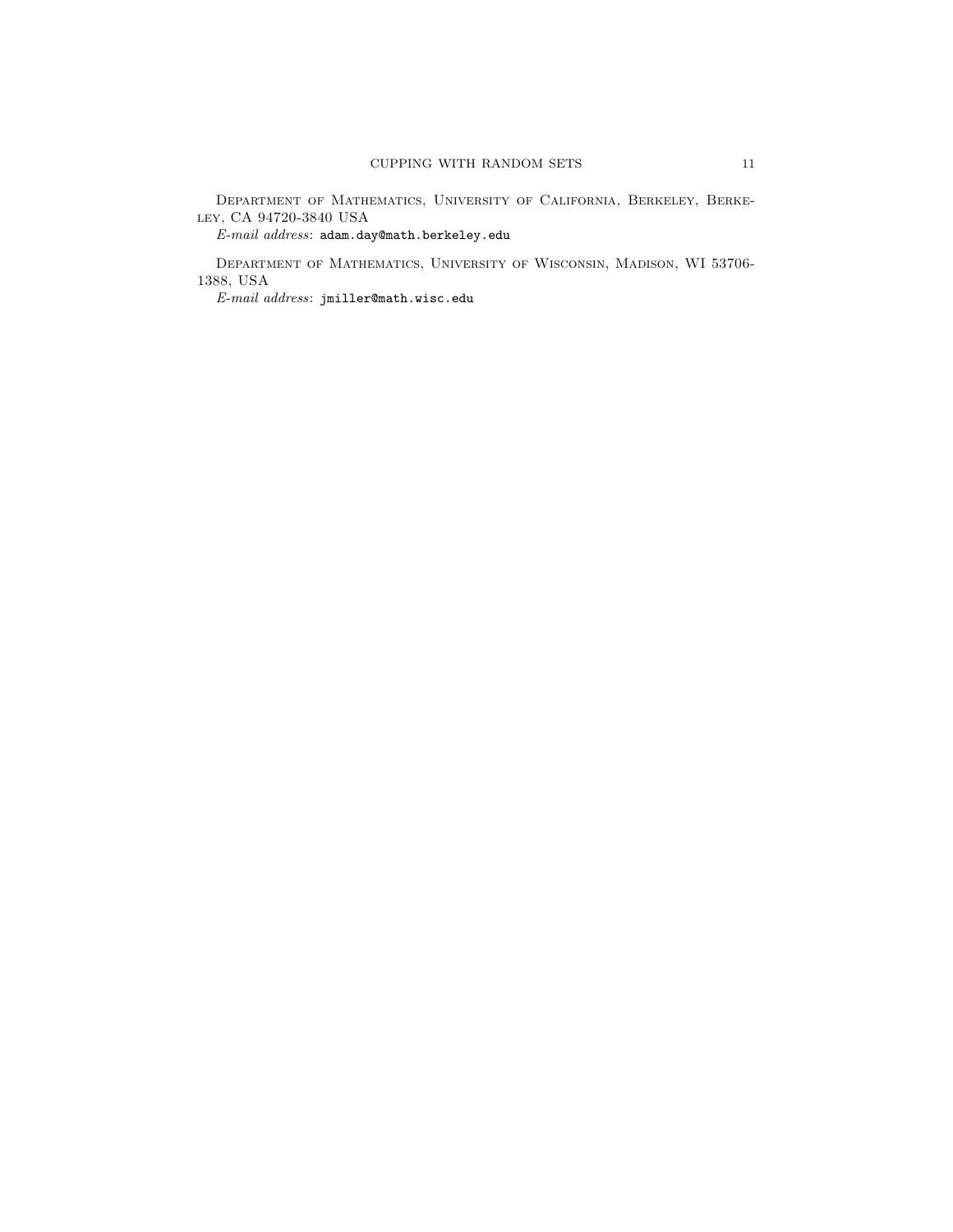Department of Mathematics, University of California, Berkeley, Berkeley, CA 94720-3840 USA

*E-mail address*: `adam.day@math.berkeley.edu`

Department of Mathematics, University of Wisconsin, Madison, WI 53706-1388, USA

*E-mail address*: `jmiller@math.wisc.edu`